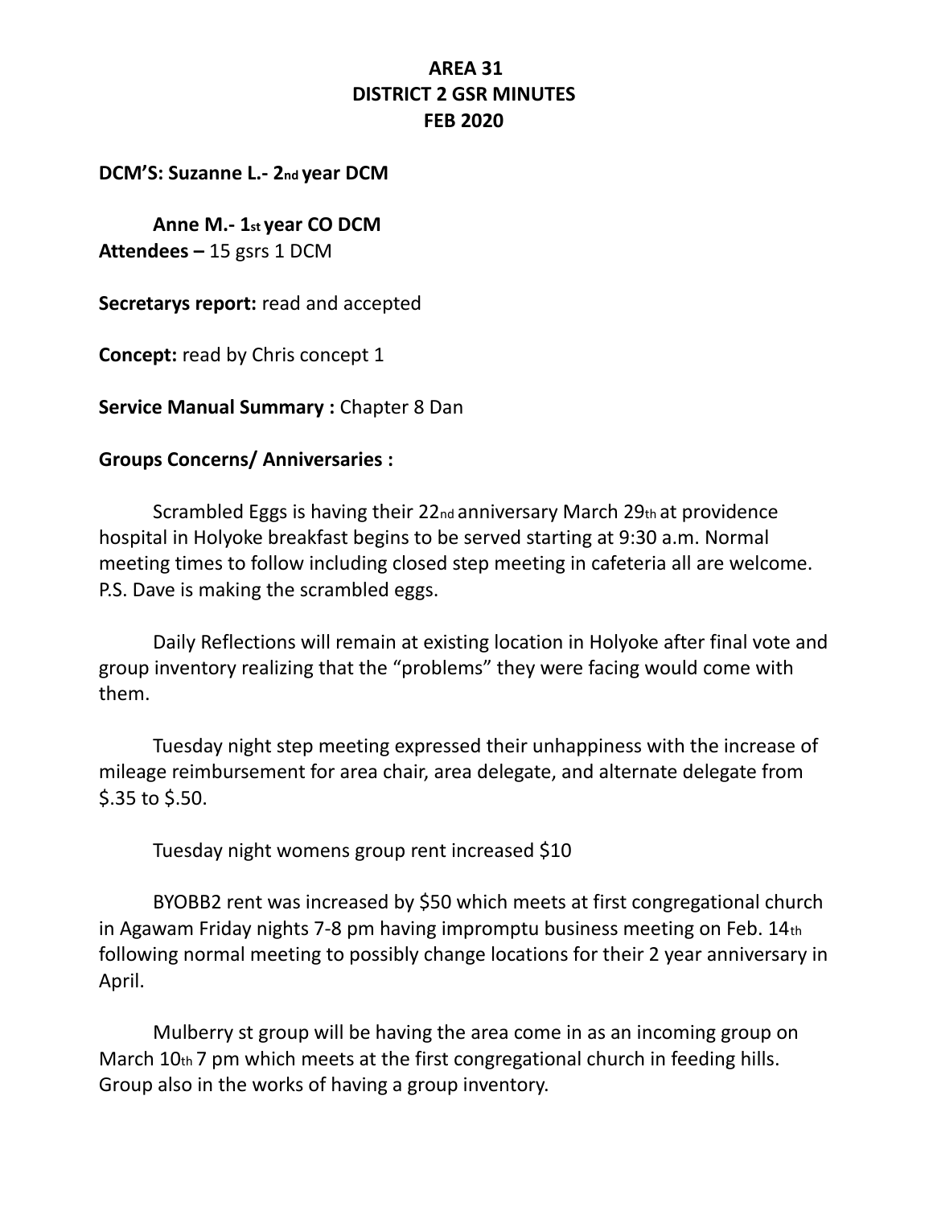**AREA 31**
**DISTRICT 2 GSR MINUTES**
**FEB 2020**

**DCM'S: Suzanne L.- 2nd year DCM**

**Anne M.- 1st year CO DCM**
**Attendees –** 15 gsrs 1 DCM

**Secretarys report:** read and accepted

**Concept:** read by Chris concept 1

**Service Manual Summary :** Chapter 8 Dan

**Groups Concerns/ Anniversaries :**

Scrambled Eggs is having their 22nd anniversary March 29th at providence hospital in Holyoke breakfast begins to be served starting at 9:30 a.m. Normal meeting times to follow including closed step meeting in cafeteria all are welcome. P.S. Dave is making the scrambled eggs.

Daily Reflections will remain at existing location in Holyoke after final vote and group inventory realizing that the "problems" they were facing would come with them.

Tuesday night step meeting expressed their unhappiness with the increase of mileage reimbursement for area chair, area delegate, and alternate delegate from $.35 to $.50.

Tuesday night womens group rent increased $10

BYOBB2 rent was increased by $50 which meets at first congregational church in Agawam Friday nights 7-8 pm having impromptu business meeting on Feb. 14th following normal meeting to possibly change locations for their 2 year anniversary in April.

Mulberry st group will be having the area come in as an incoming group on March 10th 7 pm which meets at the first congregational church in feeding hills. Group also in the works of having a group inventory.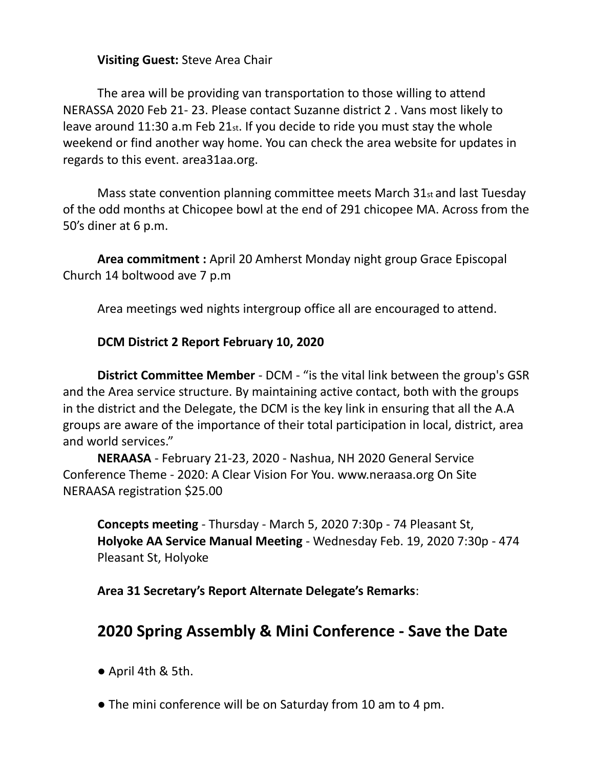**Visiting Guest:** Steve Area Chair

The area will be providing van transportation to those willing to attend NERASSA 2020 Feb 21- 23. Please contact Suzanne district 2 . Vans most likely to leave around 11:30 a.m Feb 21st. If you decide to ride you must stay the whole weekend or find another way home. You can check the area website for updates in regards to this event. area31aa.org.

Mass state convention planning committee meets March 31st and last Tuesday of the odd months at Chicopee bowl at the end of 291 chicopee MA. Across from the 50's diner at 6 p.m.

**Area commitment :** April 20 Amherst Monday night group Grace Episcopal Church 14 boltwood ave 7 p.m

Area meetings wed nights intergroup office all are encouraged to attend.

**DCM District 2 Report February 10, 2020**

**District Committee Member** - DCM - "is the vital link between the group's GSR and the Area service structure. By maintaining active contact, both with the groups in the district and the Delegate, the DCM is the key link in ensuring that all the A.A groups are aware of the importance of their total participation in local, district, area and world services."

**NERAASA** - February 21-23, 2020 - Nashua, NH 2020 General Service Conference Theme - 2020: A Clear Vision For You. www.neraasa.org On Site NERAASA registration $25.00

**Concepts meeting** - Thursday - March 5, 2020 7:30p - 74 Pleasant St,
**Holyoke AA Service Manual Meeting** - Wednesday Feb. 19, 2020 7:30p - 474 Pleasant St, Holyoke

**Area 31 Secretary's Report Alternate Delegate's Remarks**:

## 2020 Spring Assembly & Mini Conference - Save the Date

- April 4th & 5th.
- The mini conference will be on Saturday from 10 am to 4 pm.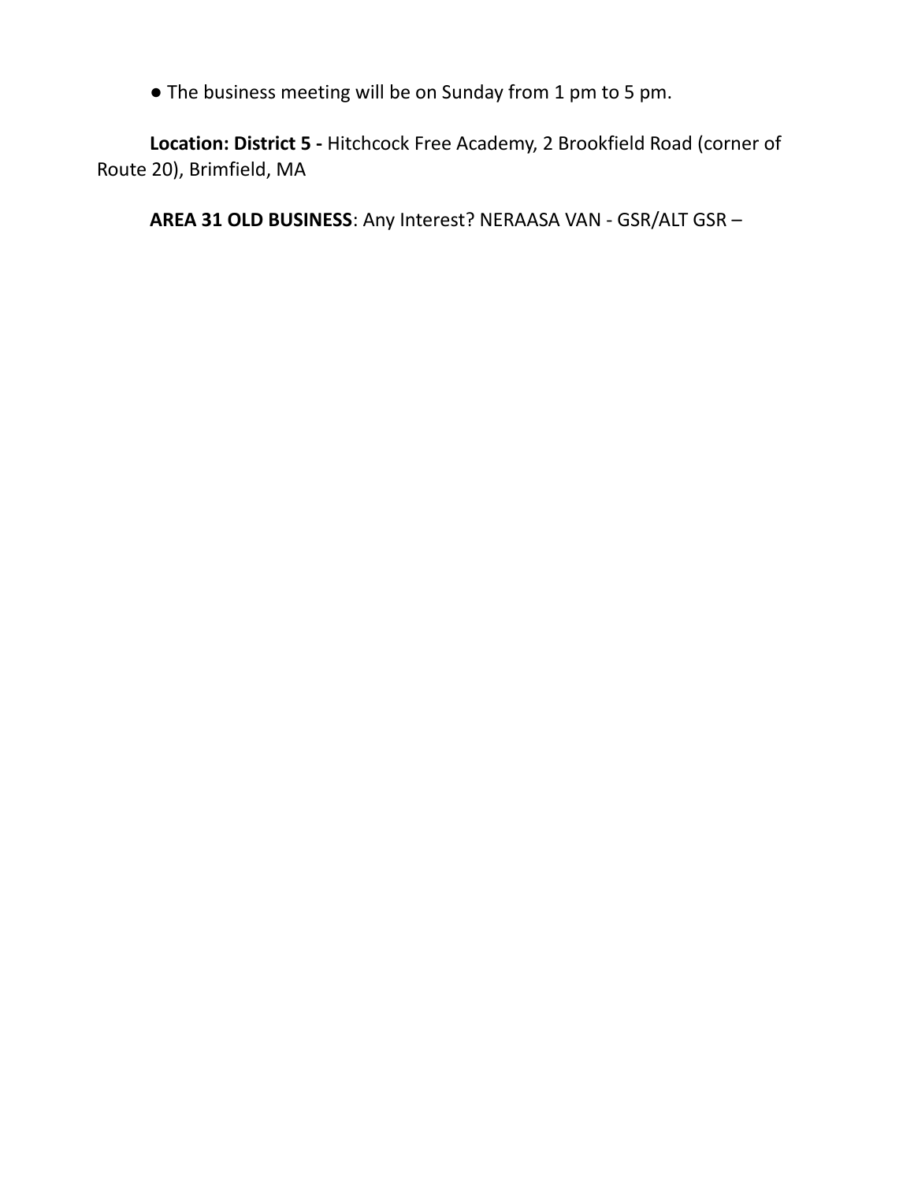- The business meeting will be on Sunday from 1 pm to 5 pm.

**Location: District 5 -** Hitchcock Free Academy, 2 Brookfield Road (corner of Route 20), Brimfield, MA

**AREA 31 OLD BUSINESS**: Any Interest? NERAASA VAN - GSR/ALT GSR –